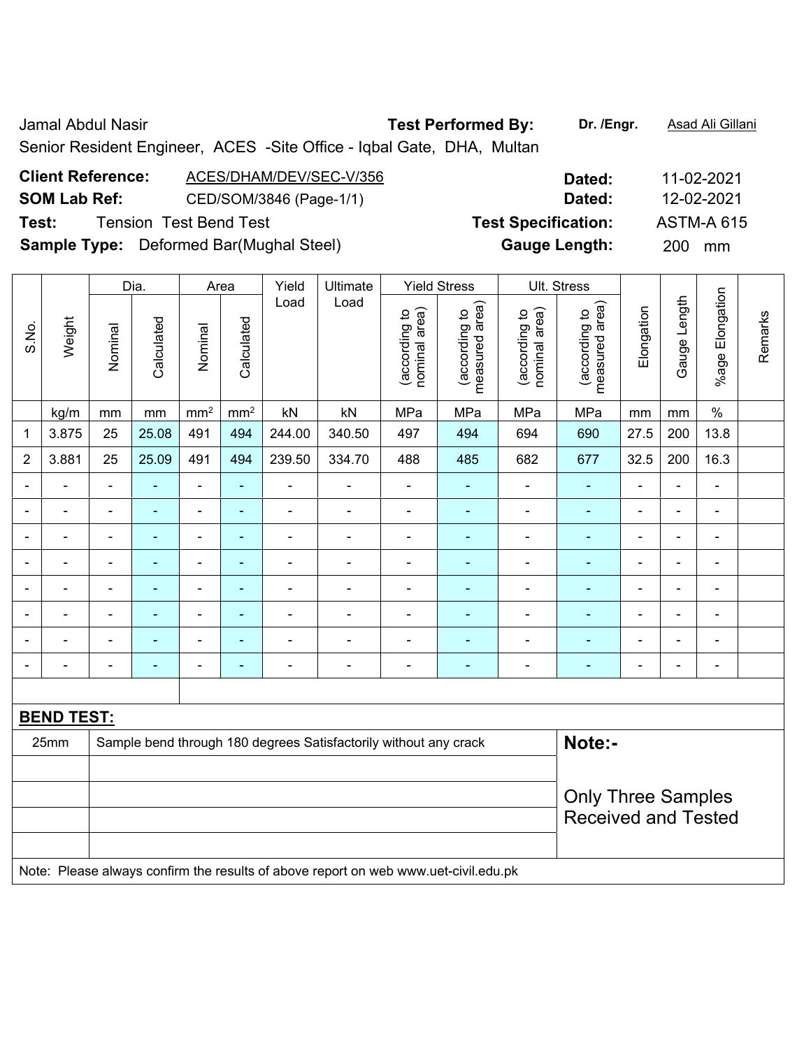Jamal Abdul Nasir **Test Performed By:** **Dr. /Engr.** Asad Ali Gillani

Senior Resident Engineer, ACES -Site Office - Iqbal Gate, DHA, Multan

**Client Reference:** ACES/DHAM/DEV/SEC-V/356 **Dated:** 11-02-2021

**SOM Lab Ref:** CED/SOM/3846 (Page-1/1) **Dated:** 12-02-2021

**Test:** Tension Test Bend Test **Test Specification:** ASTM-A 615

**Sample Type:** Deformed Bar(Mughal Steel) **Gauge Length:** 200 mm

| S.No. | Weight | Dia. | | Area | | Yield Load | Ultimate Load | Yield Stress | | Ult. Stress | | Elongation | Gauge Length | %age Elongation | Remarks |
|---|---|---|---|---|---|---|---|---|---|---|---|---|---|---|---|
| | | Nominal | Calculated | Nominal | Calculated | | | (according to nominal area) | (according to measured area) | (according to nominal area) | (according to measured area) | | | | |
| | kg/m | mm | mm | mm² | mm² | kN | kN | MPa | MPa | MPa | MPa | mm | mm | % | |
| 1 | 3.875 | 25 | 25.08 | 491 | 494 | 244.00 | 340.50 | 497 | 494 | 694 | 690 | 27.5 | 200 | 13.8 | |
| 2 | 3.881 | 25 | 25.09 | 491 | 494 | 239.50 | 334.70 | 488 | 485 | 682 | 677 | 32.5 | 200 | 16.3 | |
| - | - | - | - | - | - | - | - | - | - | - | - | - | - | - | |
| - | - | - | - | - | - | - | - | - | - | - | - | - | - | - | |
| - | - | - | - | - | - | - | - | - | - | - | - | - | - | - | |
| - | - | - | - | - | - | - | - | - | - | - | - | - | - | - | |
| - | - | - | - | - | - | - | - | - | - | - | - | - | - | - | |
| - | - | - | - | - | - | - | - | - | - | - | - | - | - | - | |
| - | - | - | - | - | - | - | - | - | - | - | - | - | - | - | |
| - | - | - | - | - | - | - | - | - | - | - | - | - | - | - | |

**BEND TEST:**

| | | |
|---|---|---|
| 25mm | Sample bend through 180 degrees Satisfactorily without any crack | **Note:-** Only Three Samples Received and Tested |

Note: Please always confirm the results of above report on web www.uet-civil.edu.pk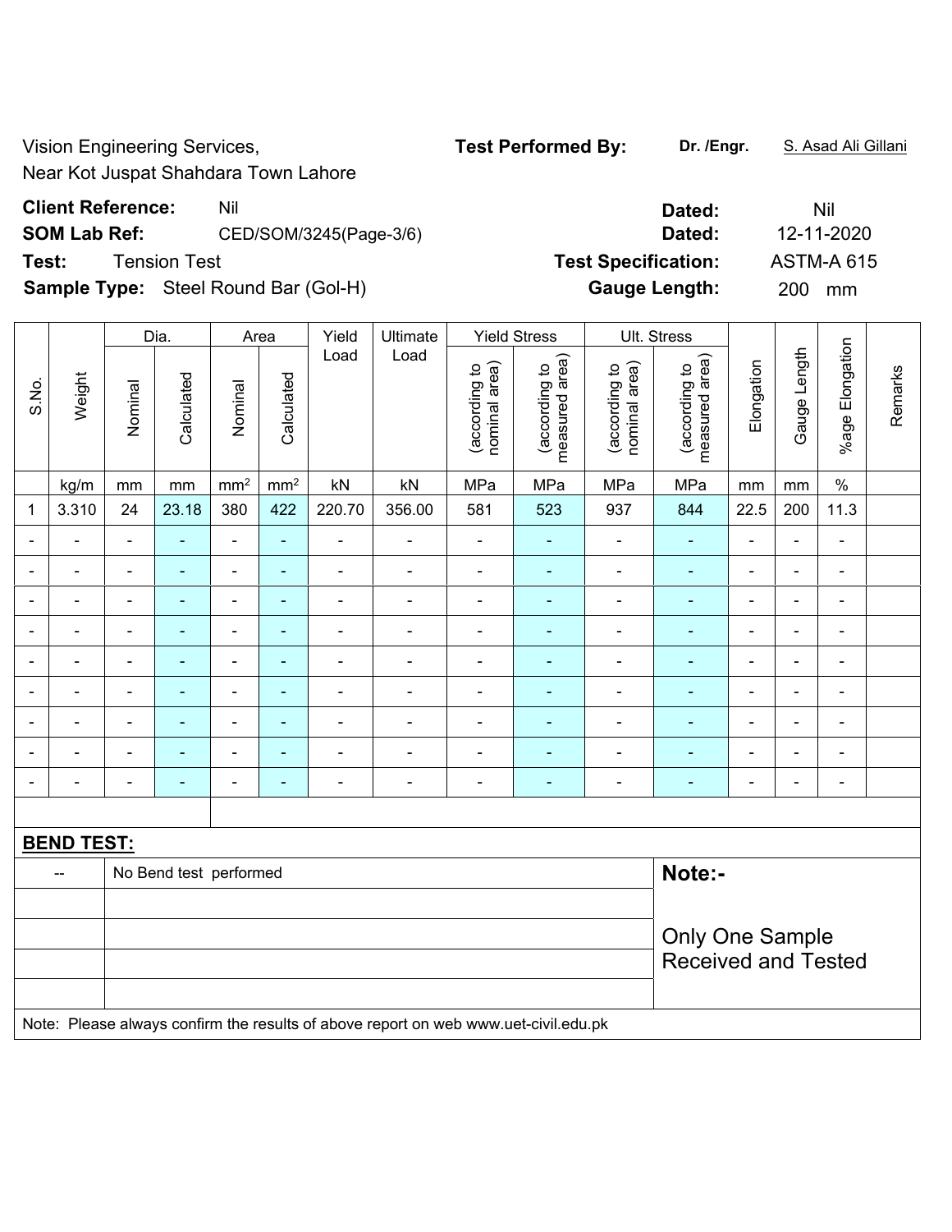Vision Engineering Services,
Near Kot Juspat Shahdara Town Lahore

**Test Performed By:** **Dr. /Engr.** S. Asad Ali Gillani

**Client Reference:** Nil **Dated:** Nil

**SOM Lab Ref:** CED/SOM/3245(Page-3/6) **Dated:** 12-11-2020

**Test:** Tension Test **Test Specification:** ASTM-A 615

**Sample Type:** Steel Round Bar (Gol-H) **Gauge Length:** 200 mm

| S.No. | Weight | Dia. | | Area | | Yield Load | Ultimate Load | Yield Stress | | Ult. Stress | | Elongation | Gauge Length | %age Elongation | Remarks |
|---|---|---|---|---|---|---|---|---|---|---|---|---|---|---|---|
| | | Nominal | Calculated | Nominal | Calculated | | | (according to nominal area) | (according to measured area) | (according to nominal area) | (according to measured area) | | | | |
| | kg/m | mm | mm | $mm^2$ | $mm^2$ | kN | kN | MPa | MPa | MPa | MPa | mm | mm | % | |
| 1 | 3.310 | 24 | 23.18 | 380 | 422 | 220.70 | 356.00 | 581 | 523 | 937 | 844 | 22.5 | 200 | 11.3 | |
| - | - | - | - | - | - | - | - | - | - | - | - | - | - | - | |
| - | - | - | - | - | - | - | - | - | - | - | - | - | - | - | |
| - | - | - | - | - | - | - | - | - | - | - | - | - | - | - | |
| - | - | - | - | - | - | - | - | - | - | - | - | - | - | - | |
| - | - | - | - | - | - | - | - | - | - | - | - | - | - | - | |
| - | - | - | - | - | - | - | - | - | - | - | - | - | - | - | |
| - | - | - | - | - | - | - | - | - | - | - | - | - | - | - | |
| - | - | - | - | - | - | - | - | - | - | - | - | - | - | - | |
| - | - | - | - | - | - | - | - | - | - | - | - | - | - | - | |

**BEND TEST:**

| | | |
|---|---|---|
| -- | No Bend test performed | **Note:-** |
| | | Only One Sample Received and Tested |

Note: Please always confirm the results of above report on web www.uet-civil.edu.pk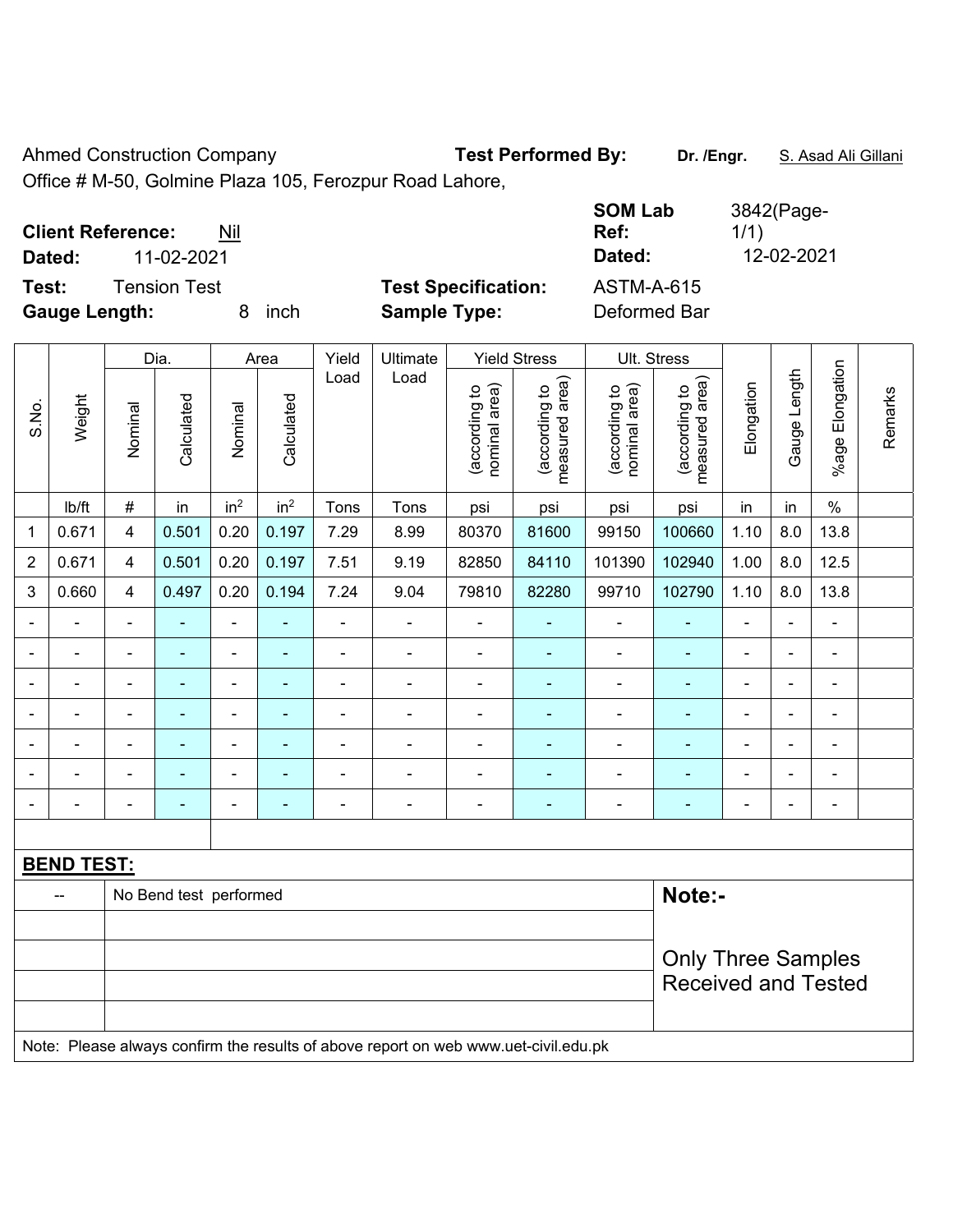Ahmed Construction Company

Office # M-50, Golmine Plaza 105, Ferozpur Road Lahore,

**Test Performed By:** **Dr. /Engr.** S. Asad Ali Gillani

**Client Reference:** Nil

**Dated:** 11-02-2021

**SOM Lab Ref:** 3842(Page-1/1)

**Dated:** 12-02-2021

**Test:** Tension Test

**Gauge Length:** 8 inch

**Test Specification:** ASTM-A-615

**Sample Type:** Deformed Bar

| S.No. | Weight | Dia. | | Area | | Yield Load | Ultimate Load | Yield Stress | | Ult. Stress | | Elongation | Gauge Length | %age Elongation | Remarks |
|---|---|---|---|---|---|---|---|---|---|---|---|---|---|---|---|
| | | Nominal | Calculated | Nominal | Calculated | | | (according to nominal area) | (according to measured area) | (according to nominal area) | (according to measured area) | | | | |
| | lb/ft | # | in | in$^2$ | in$^2$ | Tons | Tons | psi | psi | psi | psi | in | in | % | |
| 1 | 0.671 | 4 | 0.501 | 0.20 | 0.197 | 7.29 | 8.99 | 80370 | 81600 | 99150 | 100660 | 1.10 | 8.0 | 13.8 | |
| 2 | 0.671 | 4 | 0.501 | 0.20 | 0.197 | 7.51 | 9.19 | 82850 | 84110 | 101390 | 102940 | 1.00 | 8.0 | 12.5 | |
| 3 | 0.660 | 4 | 0.497 | 0.20 | 0.194 | 7.24 | 9.04 | 79810 | 82280 | 99710 | 102790 | 1.10 | 8.0 | 13.8 | |
| - | - | - | - | - | - | - | - | - | - | - | - | - | - | - | |
| - | - | - | - | - | - | - | - | - | - | - | - | - | - | - | |
| - | - | - | - | - | - | - | - | - | - | - | - | - | - | - | |
| - | - | - | - | - | - | - | - | - | - | - | - | - | - | - | |
| - | - | - | - | - | - | - | - | - | - | - | - | - | - | - | |
| - | - | - | - | - | - | - | - | - | - | - | - | - | - | - | |
| - | - | - | - | - | - | - | - | - | - | - | - | - | - | - | |

**BEND TEST:**

| -- | No Bend test performed |
|---|---|

**Note:-**

Only Three Samples Received and Tested

Note: Please always confirm the results of above report on web www.uet-civil.edu.pk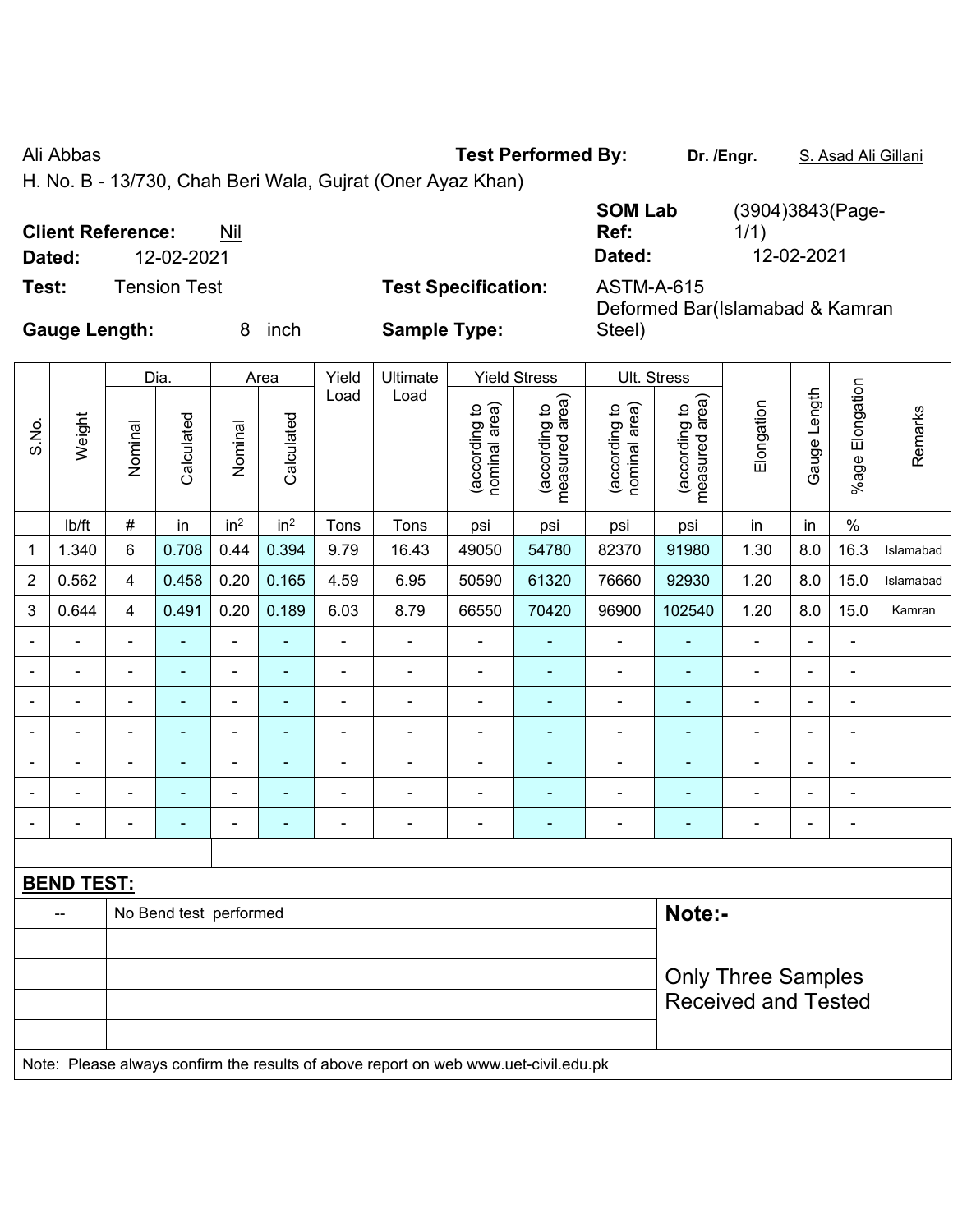Ali Abbas

H. No. B - 13/730, Chah Beri Wala, Gujrat (Oner Ayaz Khan)

**Test Performed By:** Dr. /Engr. S. Asad Ali Gillani

**Client Reference:** Nil

**Dated:** 12-02-2021

**SOM Lab Ref:** (3904)3843(Page-1/1)

**Dated:** 12-02-2021

**Test:** Tension Test

**Test Specification:** ASTM-A-615

**Gauge Length:** 8 inch

**Sample Type:** Deformed Bar(Islamabad & Kamran Steel)

| S.No. | Weight | Dia. | | Area | | Yield Load | Ultimate Load | Yield Stress | | Ult. Stress | | Elongation | Gauge Length | %age Elongation | Remarks |
|---|---|---|---|---|---|---|---|---|---|---|---|---|---|---|---|
| | | Nominal | Calculated | Nominal | Calculated | | | (according to nominal area) | (according to measured area) | (according to nominal area) | (according to measured area) | | | | |
| | lb/ft | # | in | in² | in² | Tons | Tons | psi | psi | psi | psi | in | in | % | |
| 1 | 1.340 | 6 | 0.708 | 0.44 | 0.394 | 9.79 | 16.43 | 49050 | 54780 | 82370 | 91980 | 1.30 | 8.0 | 16.3 | Islamabad |
| 2 | 0.562 | 4 | 0.458 | 0.20 | 0.165 | 4.59 | 6.95 | 50590 | 61320 | 76660 | 92930 | 1.20 | 8.0 | 15.0 | Islamabad |
| 3 | 0.644 | 4 | 0.491 | 0.20 | 0.189 | 6.03 | 8.79 | 66550 | 70420 | 96900 | 102540 | 1.20 | 8.0 | 15.0 | Kamran |
| - | - | - | - | - | - | - | - | - | - | - | - | - | - | - | |
| - | - | - | - | - | - | - | - | - | - | - | - | - | - | - | |
| - | - | - | - | - | - | - | - | - | - | - | - | - | - | - | |
| - | - | - | - | - | - | - | - | - | - | - | - | - | - | - | |
| - | - | - | - | - | - | - | - | - | - | - | - | - | - | - | |
| - | - | - | - | - | - | - | - | - | - | - | - | - | - | - | |
| - | - | - | - | - | - | - | - | - | - | - | - | - | - | - | |

**BEND TEST:**

| -- | No Bend test performed |
|---|---|

**Note:-**

Only Three Samples Received and Tested

Note: Please always confirm the results of above report on web www.uet-civil.edu.pk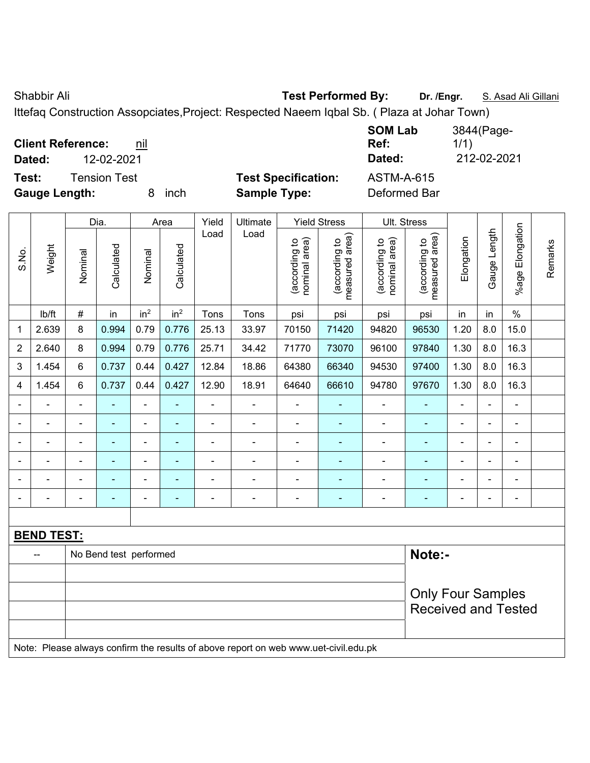Shabbir Ali **Test Performed By:** **Dr. /Engr.** S. Asad Ali Gillani

Ittefaq Construction Assopciates,Project: Respected Naeem Iqbal Sb. ( Plaza at Johar Town)

**Client Reference:** nil **SOM Lab Ref:** 3844(Page-1/1)

**Dated:** 12-02-2021 **Dated:** 212-02-2021

**Test:** Tension Test **Test Specification:** ASTM-A-615

**Gauge Length:** 8 inch **Sample Type:** Deformed Bar

| S.No. | Weight | Dia. | | Area | | Yield Load | Ultimate Load | Yield Stress | | Ult. Stress | | Elongation | Gauge Length | %age Elongation | Remarks |
|---|---|---|---|---|---|---|---|---|---|---|---|---|---|---|---|
| | | Nominal | Calculated | Nominal | Calculated | | | (according to nominal area) | (according to measured area) | (according to nominal area) | (according to measured area) | | | | |
| | lb/ft | # | in | in$^2$ | in$^2$ | Tons | Tons | psi | psi | psi | psi | in | in | % | |
| 1 | 2.639 | 8 | 0.994 | 0.79 | 0.776 | 25.13 | 33.97 | 70150 | 71420 | 94820 | 96530 | 1.20 | 8.0 | 15.0 | |
| 2 | 2.640 | 8 | 0.994 | 0.79 | 0.776 | 25.71 | 34.42 | 71770 | 73070 | 96100 | 97840 | 1.30 | 8.0 | 16.3 | |
| 3 | 1.454 | 6 | 0.737 | 0.44 | 0.427 | 12.84 | 18.86 | 64380 | 66340 | 94530 | 97400 | 1.30 | 8.0 | 16.3 | |
| 4 | 1.454 | 6 | 0.737 | 0.44 | 0.427 | 12.90 | 18.91 | 64640 | 66610 | 94780 | 97670 | 1.30 | 8.0 | 16.3 | |
| - | - | - | - | - | - | - | - | - | - | - | - | - | - | - | |
| - | - | - | - | - | - | - | - | - | - | - | - | - | - | - | |
| - | - | - | - | - | - | - | - | - | - | - | - | - | - | - | |
| - | - | - | - | - | - | - | - | - | - | - | - | - | - | - | |
| - | - | - | - | - | - | - | - | - | - | - | - | - | - | - | |
| - | - | - | - | - | - | - | - | - | - | - | - | - | - | - | |

**BEND TEST:**

| -- | No Bend test performed |
|---|---|

**Note:-**

Only Four Samples Received and Tested

Note: Please always confirm the results of above report on web www.uet-civil.edu.pk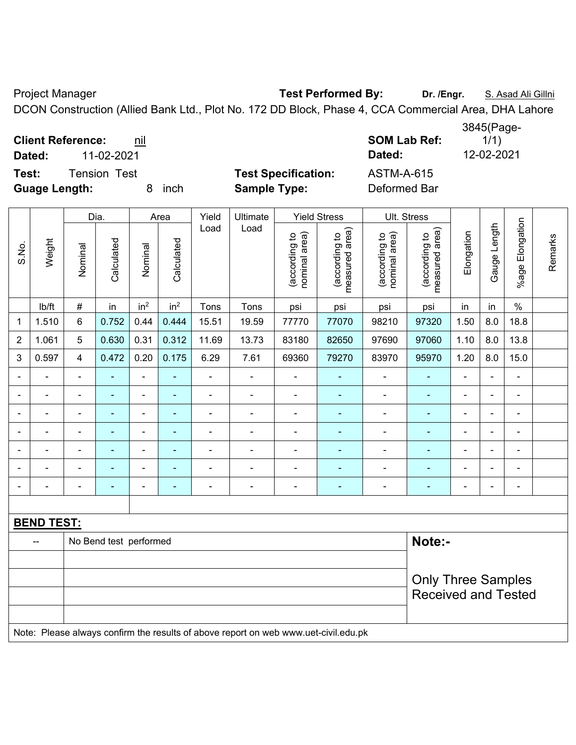Project Manager **Test Performed By:** **Dr. /Engr.** S. Asad Ali Gillni

DCON Construction (Allied Bank Ltd., Plot No. 172 DD Block, Phase 4, CCA Commercial Area, DHA Lahore

**Client Reference:** nil **SOM Lab Ref:** 3845(Page- 1/1)

**Dated:** 11-02-2021 **Dated:** 12-02-2021

**Test:** Tension Test **Test Specification:** ASTM-A-615

**Guage Length:** 8 inch **Sample Type:** Deformed Bar

| S.No. | Weight | Dia. | | Area | | Yield Load | Ultimate Load | Yield Stress | | Ult. Stress | | Elongation | Gauge Length | %age Elongation | Remarks |
|---|---|---|---|---|---|---|---|---|---|---|---|---|---|---|---|
| | | Nominal | Calculated | Nominal | Calculated | | | (according to nominal area) | (according to measured area) | (according to nominal area) | (according to measured area) | | | | |
| | lb/ft | # | in | $in^2$ | $in^2$ | Tons | Tons | psi | psi | psi | psi | in | in | % | |
| 1 | 1.510 | 6 | 0.752 | 0.44 | 0.444 | 15.51 | 19.59 | 77770 | 77070 | 98210 | 97320 | 1.50 | 8.0 | 18.8 | |
| 2 | 1.061 | 5 | 0.630 | 0.31 | 0.312 | 11.69 | 13.73 | 83180 | 82650 | 97690 | 97060 | 1.10 | 8.0 | 13.8 | |
| 3 | 0.597 | 4 | 0.472 | 0.20 | 0.175 | 6.29 | 7.61 | 69360 | 79270 | 83970 | 95970 | 1.20 | 8.0 | 15.0 | |
| - | - | - | - | - | - | - | - | - | - | - | - | - | - | - | |
| - | - | - | - | - | - | - | - | - | - | - | - | - | - | - | |
| - | - | - | - | - | - | - | - | - | - | - | - | - | - | - | |
| - | - | - | - | - | - | - | - | - | - | - | - | - | - | - | |
| - | - | - | - | - | - | - | - | - | - | - | - | - | - | - | |
| - | - | - | - | - | - | - | - | - | - | - | - | - | - | - | |
| - | - | - | - | - | - | - | - | - | - | - | - | - | - | - | |

**BEND TEST:**

| | | |
|---|---|---|
| -- | No Bend test performed | **Note:-** |
| | | Only Three Samples Received and Tested |

Note: Please always confirm the results of above report on web www.uet-civil.edu.pk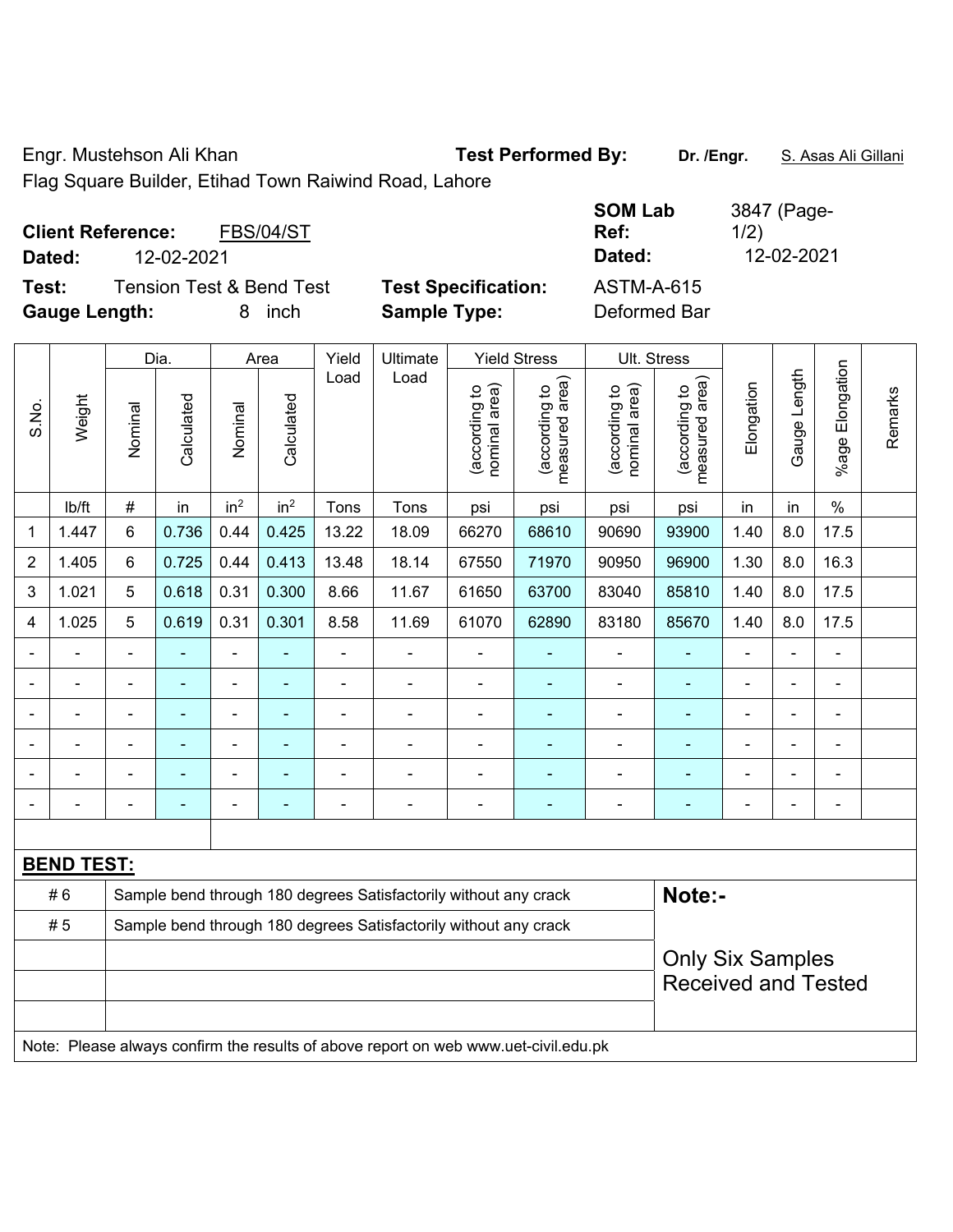Engr. Mustehson Ali Khan **Test Performed By:** **Dr. /Engr.** S. Asas Ali Gillani

Flag Square Builder, Etihad Town Raiwind Road, Lahore

**Client Reference:** FBS/04/ST **SOM Lab Ref:** 3847 (Page-1/2)

**Dated:** 12-02-2021 **Dated:** 12-02-2021

**Test:** Tension Test & Bend Test **Test Specification:** ASTM-A-615

**Gauge Length:** 8 inch **Sample Type:** Deformed Bar

| S.No. | Weight | Dia. | | Area | | Yield Load | Ultimate Load | Yield Stress | | Ult. Stress | | Elongation | Gauge Length | %age Elongation | Remarks |
|---|---|---|---|---|---|---|---|---|---|---|---|---|---|---|---|
| | | Nominal | Calculated | Nominal | Calculated | | | (according to nominal area) | (according to measured area) | (according to nominal area) | (according to measured area) | | | | |
| | lb/ft | # | in | in² | in² | Tons | Tons | psi | psi | psi | psi | in | in | % | |
| 1 | 1.447 | 6 | 0.736 | 0.44 | 0.425 | 13.22 | 18.09 | 66270 | 68610 | 90690 | 93900 | 1.40 | 8.0 | 17.5 | |
| 2 | 1.405 | 6 | 0.725 | 0.44 | 0.413 | 13.48 | 18.14 | 67550 | 71970 | 90950 | 96900 | 1.30 | 8.0 | 16.3 | |
| 3 | 1.021 | 5 | 0.618 | 0.31 | 0.300 | 8.66 | 11.67 | 61650 | 63700 | 83040 | 85810 | 1.40 | 8.0 | 17.5 | |
| 4 | 1.025 | 5 | 0.619 | 0.31 | 0.301 | 8.58 | 11.69 | 61070 | 62890 | 83180 | 85670 | 1.40 | 8.0 | 17.5 | |
| - | - | - | - | - | - | - | - | - | - | - | - | - | - | - | |
| - | - | - | - | - | - | - | - | - | - | - | - | - | - | - | |
| - | - | - | - | - | - | - | - | - | - | - | - | - | - | - | |
| - | - | - | - | - | - | - | - | - | - | - | - | - | - | - | |
| - | - | - | - | - | - | - | - | - | - | - | - | - | - | - | |
| - | - | - | - | - | - | - | - | - | - | - | - | - | - | - | |

**BEND TEST:**

| | | |
|---|---|---|
| # 6 | Sample bend through 180 degrees Satisfactorily without any crack | **Note:-** |
| # 5 | Sample bend through 180 degrees Satisfactorily without any crack | Only Six Samples Received and Tested |

Note: Please always confirm the results of above report on web www.uet-civil.edu.pk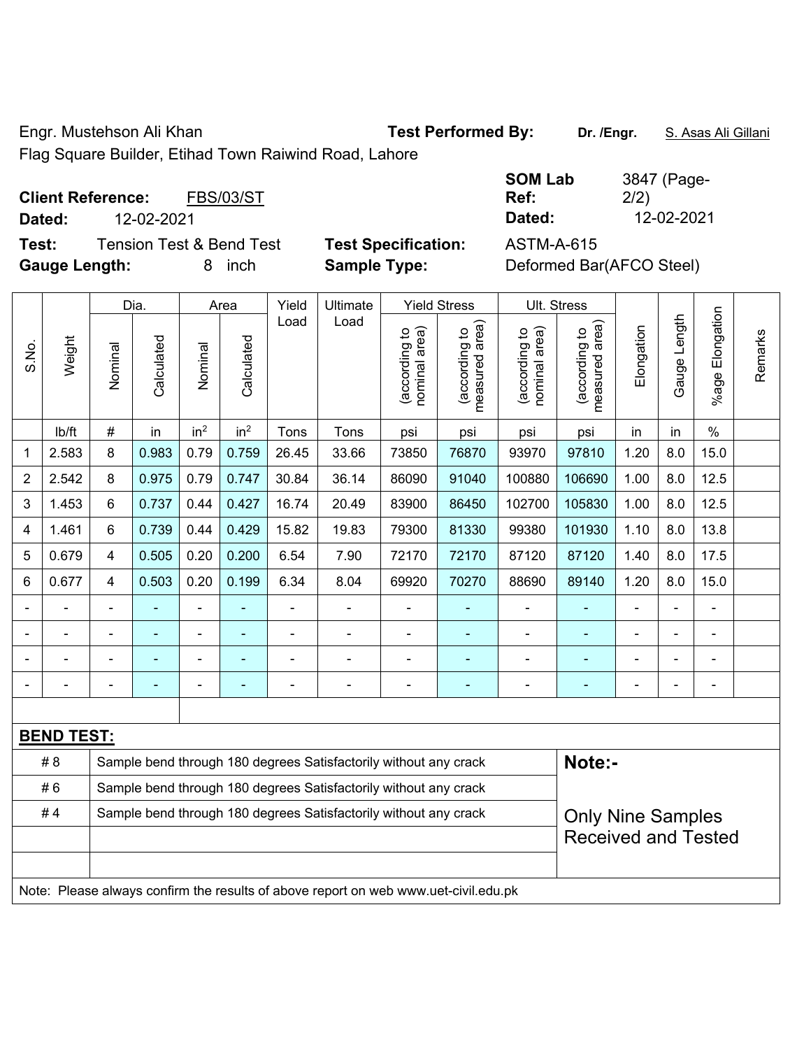Engr. Mustehson Ali Khan **Test Performed By:** **Dr. /Engr.** S. Asas Ali Gillani

Flag Square Builder, Etihad Town Raiwind Road, Lahore

**Client Reference:** FBS/03/ST **SOM Lab Ref:** 3847 (Page-2/2)

**Dated:** 12-02-2021 **Dated:** 12-02-2021

**Test:** Tension Test & Bend Test **Test Specification:** ASTM-A-615

**Gauge Length:** 8 inch **Sample Type:** Deformed Bar(AFCO Steel)

| S.No. | Weight | Dia. | | Area | | Yield Load | Ultimate Load | Yield Stress | | Ult. Stress | | Elongation | Gauge Length | %age Elongation | Remarks |
|---|---|---|---|---|---|---|---|---|---|---|---|---|---|---|---|
| | | Nominal | Calculated | Nominal | Calculated | | | (according to nominal area) | (according to measured area) | (according to nominal area) | (according to measured area) | | | | |
| | lb/ft | # | in | $in^2$ | $in^2$ | Tons | Tons | psi | psi | psi | psi | in | in | % | |
| 1 | 2.583 | 8 | 0.983 | 0.79 | 0.759 | 26.45 | 33.66 | 73850 | 76870 | 93970 | 97810 | 1.20 | 8.0 | 15.0 | |
| 2 | 2.542 | 8 | 0.975 | 0.79 | 0.747 | 30.84 | 36.14 | 86090 | 91040 | 100880 | 106690 | 1.00 | 8.0 | 12.5 | |
| 3 | 1.453 | 6 | 0.737 | 0.44 | 0.427 | 16.74 | 20.49 | 83900 | 86450 | 102700 | 105830 | 1.00 | 8.0 | 12.5 | |
| 4 | 1.461 | 6 | 0.739 | 0.44 | 0.429 | 15.82 | 19.83 | 79300 | 81330 | 99380 | 101930 | 1.10 | 8.0 | 13.8 | |
| 5 | 0.679 | 4 | 0.505 | 0.20 | 0.200 | 6.54 | 7.90 | 72170 | 72170 | 87120 | 87120 | 1.40 | 8.0 | 17.5 | |
| 6 | 0.677 | 4 | 0.503 | 0.20 | 0.199 | 6.34 | 8.04 | 69920 | 70270 | 88690 | 89140 | 1.20 | 8.0 | 15.0 | |
| - | - | - | - | - | - | - | - | - | - | - | - | - | - | - | |
| - | - | - | - | - | - | - | - | - | - | - | - | - | - | - | |
| - | - | - | - | - | - | - | - | - | - | - | - | - | - | - | |
| - | - | - | - | - | - | - | - | - | - | - | - | - | - | - | |

**BEND TEST:**

| | | |
|---|---|---|
| # 8 | Sample bend through 180 degrees Satisfactorily without any crack | **Note:-** |
| # 6 | Sample bend through 180 degrees Satisfactorily without any crack | |
| # 4 | Sample bend through 180 degrees Satisfactorily without any crack | Only Nine Samples Received and Tested |

Note: Please always confirm the results of above report on web www.uet-civil.edu.pk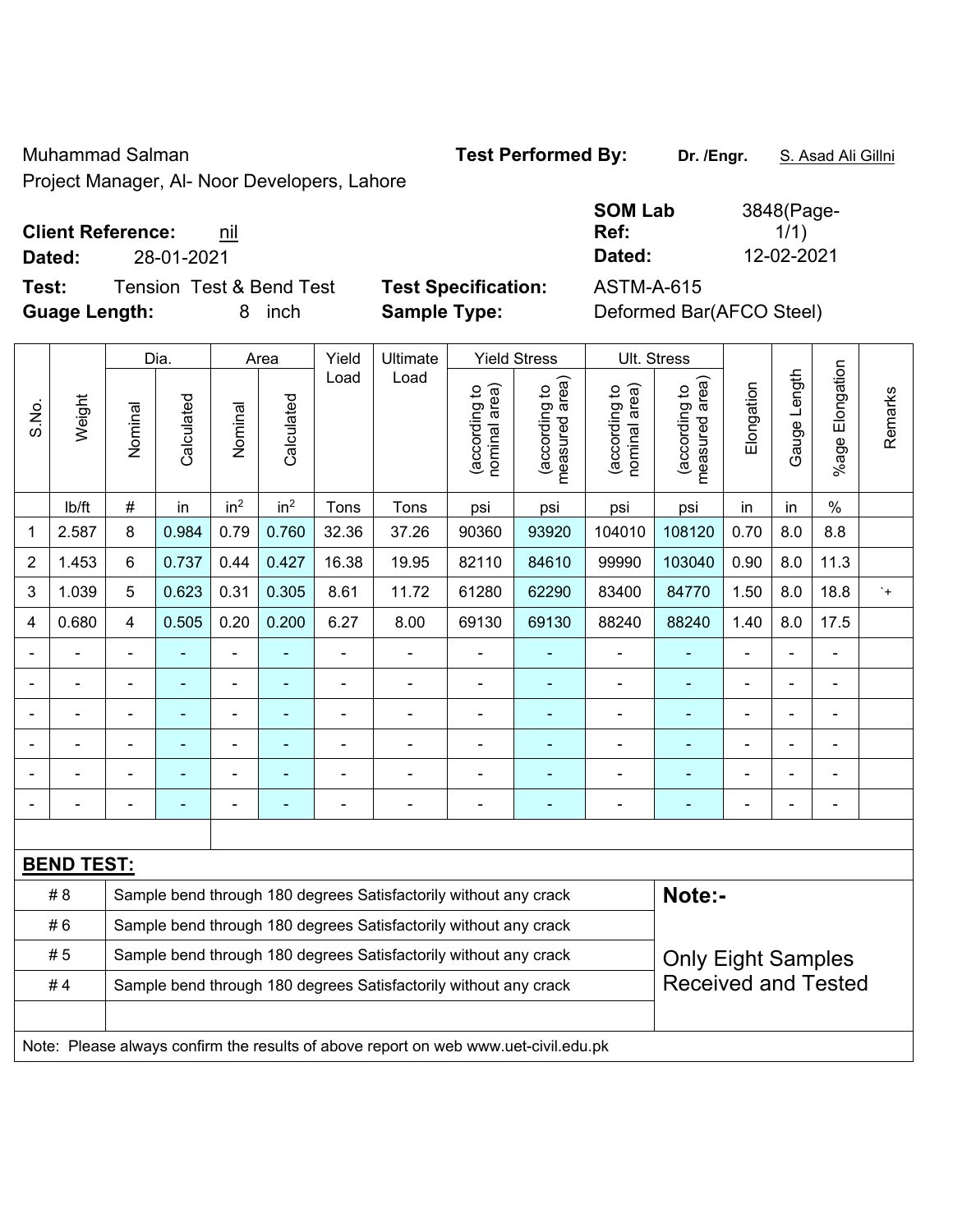Muhammad Salman

Project Manager, Al- Noor Developers, Lahore

**Test Performed By:** **Dr. /Engr.** S. Asad Ali Gillni

**Client Reference:** nil

**Dated:** 28-01-2021

**SOM Lab Ref:** 3848(Page-1/1)

**Dated:** 12-02-2021

**Test:** Tension Test & Bend Test

**Test Specification:** ASTM-A-615

**Guage Length:** 8 inch

**Sample Type:** Deformed Bar(AFCO Steel)

| S.No. | Weight | Dia. | | Area | | Yield Load | Ultimate Load | Yield Stress | | Ult. Stress | | Elongation | Gauge Length | %age Elongation | Remarks |
|---|---|---|---|---|---|---|---|---|---|---|---|---|---|---|---|
| | | Nominal | Calculated | Nominal | Calculated | | | (according to nominal area) | (according to measured area) | (according to nominal area) | (according to measured area) | | | | |
| | lb/ft | # | in | in$^2$ | in$^2$ | Tons | Tons | psi | psi | psi | psi | in | in | % | |
| 1 | 2.587 | 8 | 0.984 | 0.79 | 0.760 | 32.36 | 37.26 | 90360 | 93920 | 104010 | 108120 | 0.70 | 8.0 | 8.8 | |
| 2 | 1.453 | 6 | 0.737 | 0.44 | 0.427 | 16.38 | 19.95 | 82110 | 84610 | 99990 | 103040 | 0.90 | 8.0 | 11.3 | |
| 3 | 1.039 | 5 | 0.623 | 0.31 | 0.305 | 8.61 | 11.72 | 61280 | 62290 | 83400 | 84770 | 1.50 | 8.0 | 18.8 | `+ |
| 4 | 0.680 | 4 | 0.505 | 0.20 | 0.200 | 6.27 | 8.00 | 69130 | 69130 | 88240 | 88240 | 1.40 | 8.0 | 17.5 | |
| - | - | - | - | - | - | - | - | - | - | - | - | - | - | - | |
| - | - | - | - | - | - | - | - | - | - | - | - | - | - | - | |
| - | - | - | - | - | - | - | - | - | - | - | - | - | - | - | |
| - | - | - | - | - | - | - | - | - | - | - | - | - | - | - | |
| - | - | - | - | - | - | - | - | - | - | - | - | - | - | - | |
| - | - | - | - | - | - | - | - | - | - | - | - | - | - | - | |

**BEND TEST:**

| | |
|---|---|
| # 8 | Sample bend through 180 degrees Satisfactorily without any crack |
| # 6 | Sample bend through 180 degrees Satisfactorily without any crack |
| # 5 | Sample bend through 180 degrees Satisfactorily without any crack |
| # 4 | Sample bend through 180 degrees Satisfactorily without any crack |

**Note:-**

Only Eight Samples Received and Tested

Note: Please always confirm the results of above report on web www.uet-civil.edu.pk